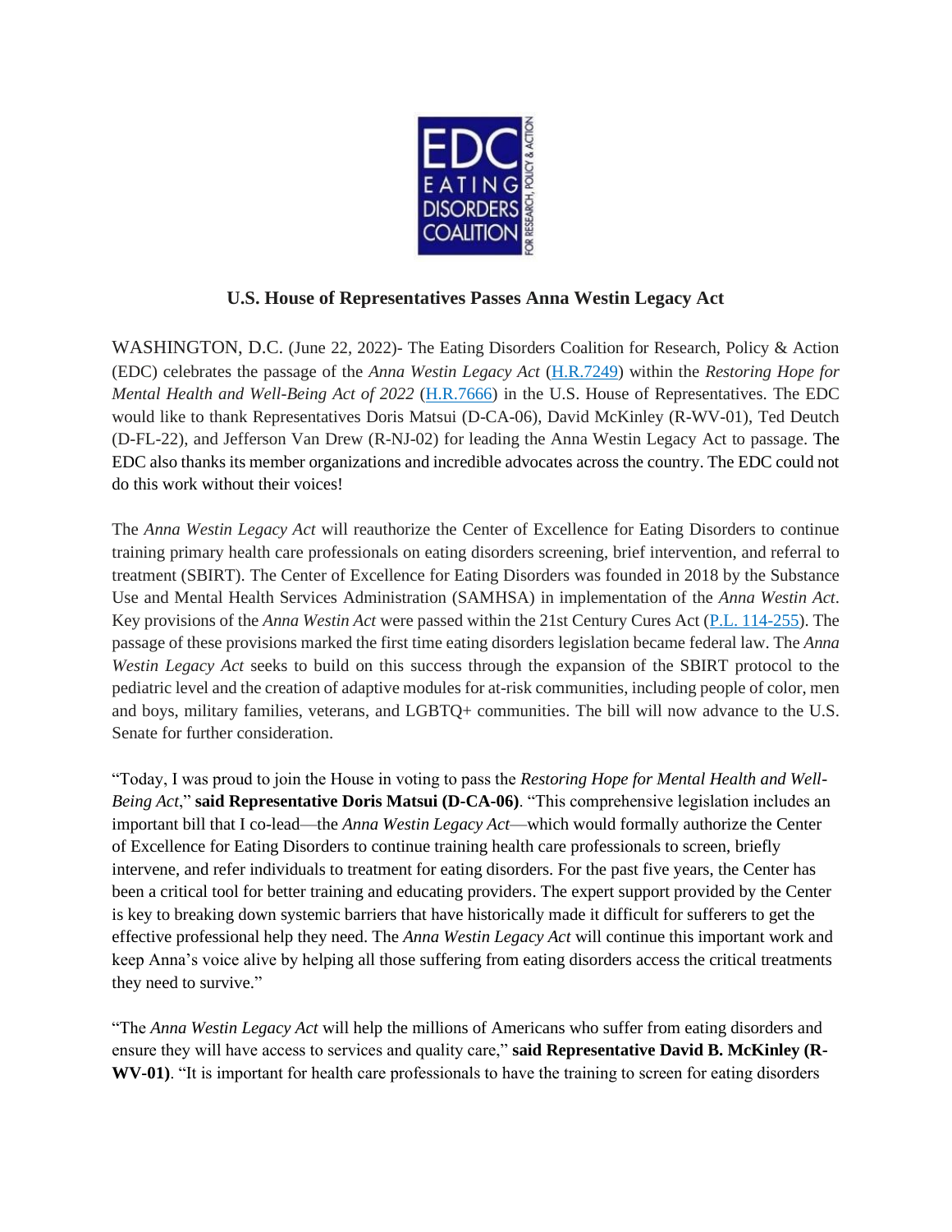**U.S. House of Representatives Passes Anna Westin Legacy Act**

WASHINGTON, D.C. (June 22, 2022)- The Eating Disorders Coalition for Research, Policy & Action (EDC) celebrates the passage of the *Anna Westin Legacy Act* ([H.R.7249]) within the *Restoring Hope for Mental Health and Well-Being Act of 2022* ([H.R.7666]) in the U.S. House of Representatives. The EDC would like to thank Representatives Doris Matsui (D-CA-06), David McKinley (R-WV-01), Ted Deutch (D-FL-22), and Jefferson Van Drew (R-NJ-02) for leading the Anna Westin Legacy Act to passage. The EDC also thanks its member organizations and incredible advocates across the country. The EDC could not do this work without their voices!

The *Anna Westin Legacy Act* will reauthorize the Center of Excellence for Eating Disorders to continue training primary health care professionals on eating disorders screening, brief intervention, and referral to treatment (SBIRT). The Center of Excellence for Eating Disorders was founded in 2018 by the Substance Use and Mental Health Services Administration (SAMHSA) in implementation of the *Anna Westin Act*. Key provisions of the *Anna Westin Act* were passed within the 21st Century Cures Act ([P.L. 114-255]). The passage of these provisions marked the first time eating disorders legislation became federal law. The *Anna Westin Legacy Act* seeks to build on this success through the expansion of the SBIRT protocol to the pediatric level and the creation of adaptive modules for at-risk communities, including people of color, men and boys, military families, veterans, and LGBTQ+ communities. The bill will now advance to the U.S. Senate for further consideration.

"Today, I was proud to join the House in voting to pass the *Restoring Hope for Mental Health and Well-Being Act*," **said Representative Doris Matsui (D-CA-06)**. "This comprehensive legislation includes an important bill that I co-lead—the *Anna Westin Legacy Act*—which would formally authorize the Center of Excellence for Eating Disorders to continue training health care professionals to screen, briefly intervene, and refer individuals to treatment for eating disorders. For the past five years, the Center has been a critical tool for better training and educating providers. The expert support provided by the Center is key to breaking down systemic barriers that have historically made it difficult for sufferers to get the effective professional help they need. The *Anna Westin Legacy Act* will continue this important work and keep Anna's voice alive by helping all those suffering from eating disorders access the critical treatments they need to survive."

"The *Anna Westin Legacy Act* will help the millions of Americans who suffer from eating disorders and ensure they will have access to services and quality care," **said Representative David B. McKinley (R-WV-01)**. "It is important for health care professionals to have the training to screen for eating disorders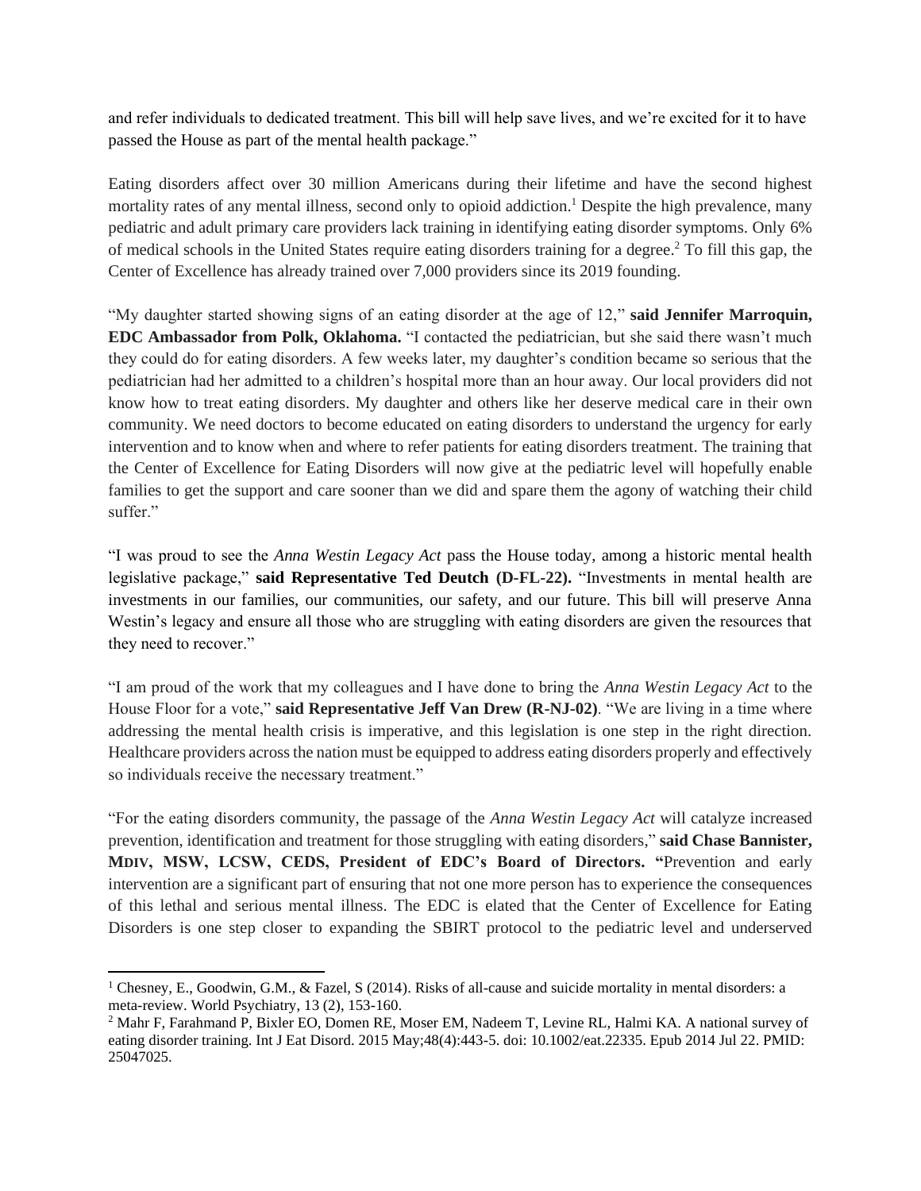and refer individuals to dedicated treatment. This bill will help save lives, and we're excited for it to have passed the House as part of the mental health package."

Eating disorders affect over 30 million Americans during their lifetime and have the second highest mortality rates of any mental illness, second only to opioid addiction.[1] Despite the high prevalence, many pediatric and adult primary care providers lack training in identifying eating disorder symptoms. Only 6% of medical schools in the United States require eating disorders training for a degree.[2] To fill this gap, the Center of Excellence has already trained over 7,000 providers since its 2019 founding.

"My daughter started showing signs of an eating disorder at the age of 12," **said Jennifer Marroquin, EDC Ambassador from Polk, Oklahoma.** "I contacted the pediatrician, but she said there wasn't much they could do for eating disorders. A few weeks later, my daughter's condition became so serious that the pediatrician had her admitted to a children's hospital more than an hour away. Our local providers did not know how to treat eating disorders. My daughter and others like her deserve medical care in their own community. We need doctors to become educated on eating disorders to understand the urgency for early intervention and to know when and where to refer patients for eating disorders treatment. The training that the Center of Excellence for Eating Disorders will now give at the pediatric level will hopefully enable families to get the support and care sooner than we did and spare them the agony of watching their child suffer."

"I was proud to see the *Anna Westin Legacy Act* pass the House today, among a historic mental health legislative package," **said Representative Ted Deutch (D-FL-22).** "Investments in mental health are investments in our families, our communities, our safety, and our future. This bill will preserve Anna Westin's legacy and ensure all those who are struggling with eating disorders are given the resources that they need to recover."

"I am proud of the work that my colleagues and I have done to bring the *Anna Westin Legacy Act* to the House Floor for a vote," **said Representative Jeff Van Drew (R-NJ-02)**. "We are living in a time where addressing the mental health crisis is imperative, and this legislation is one step in the right direction. Healthcare providers across the nation must be equipped to address eating disorders properly and effectively so individuals receive the necessary treatment."

"For the eating disorders community, the passage of the *Anna Westin Legacy Act* will catalyze increased prevention, identification and treatment for those struggling with eating disorders," **said Chase Bannister, MDIV, MSW, LCSW, CEDS, President of EDC's Board of Directors. "**Prevention and early intervention are a significant part of ensuring that not one more person has to experience the consequences of this lethal and serious mental illness. The EDC is elated that the Center of Excellence for Eating Disorders is one step closer to expanding the SBIRT protocol to the pediatric level and underserved

---

[1] Chesney, E., Goodwin, G.M., & Fazel, S (2014). Risks of all-cause and suicide mortality in mental disorders: a meta-review. World Psychiatry, 13 (2), 153-160.

[2] Mahr F, Farahmand P, Bixler EO, Domen RE, Moser EM, Nadeem T, Levine RL, Halmi KA. A national survey of eating disorder training. Int J Eat Disord. 2015 May;48(4):443-5. doi: 10.1002/eat.22335. Epub 2014 Jul 22. PMID: 25047025.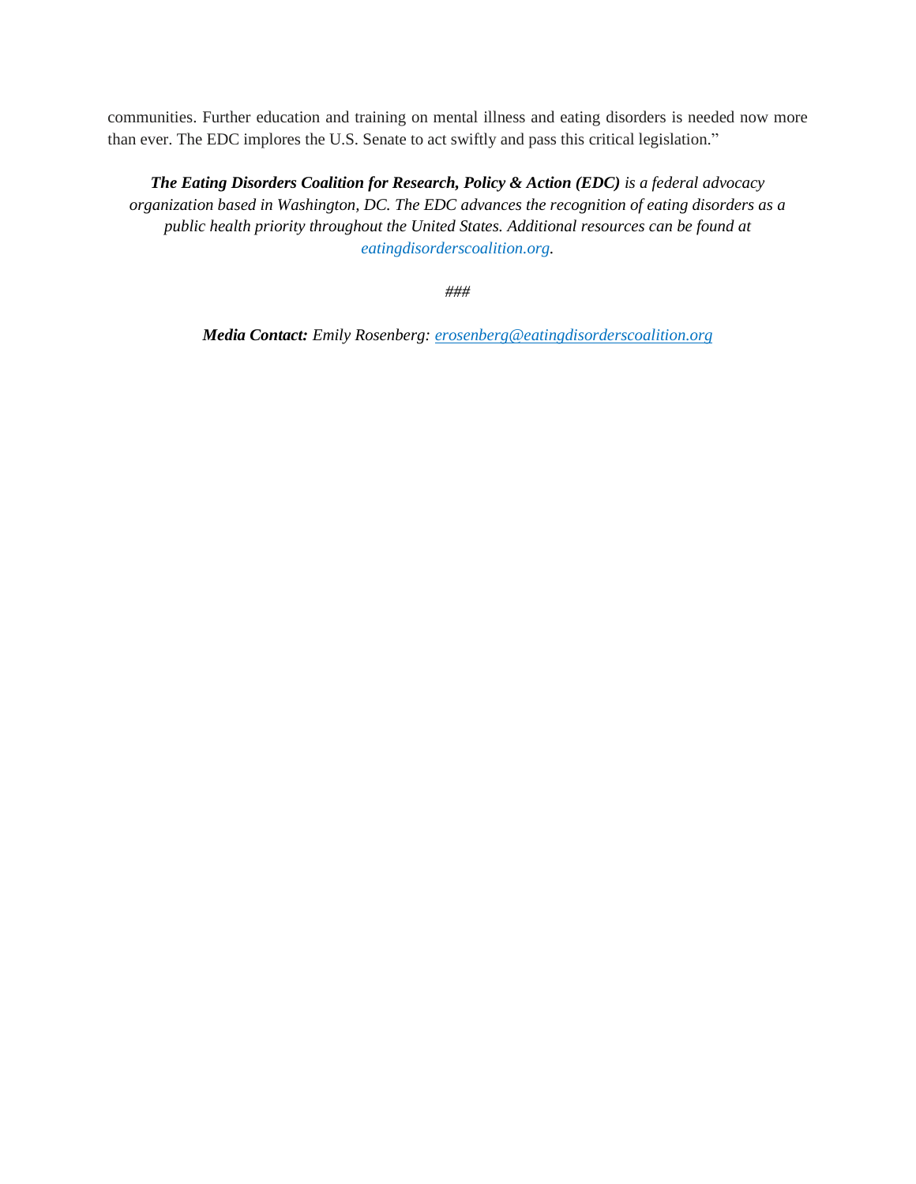communities. Further education and training on mental illness and eating disorders is needed now more than ever. The EDC implores the U.S. Senate to act swiftly and pass this critical legislation."

***The Eating Disorders Coalition for Research, Policy & Action (EDC)** is a federal advocacy organization based in Washington, DC. The EDC advances the recognition of eating disorders as a public health priority throughout the United States. Additional resources can be found at eatingdisorderscoalition.org.*

*###*

***Media Contact:** Emily Rosenberg: erosenberg@eatingdisorderscoalition.org*